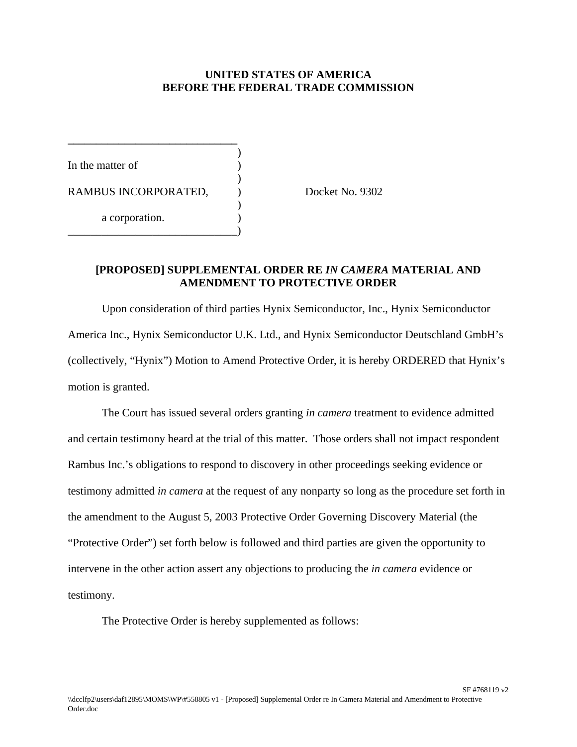**UNITED STATES OF AMERICA**
**BEFORE THE FEDERAL TRADE COMMISSION**

In the matter of

RAMBUS INCORPORATED,

a corporation.

Docket No. 9302

**[PROPOSED] SUPPLEMENTAL ORDER RE *IN CAMERA* MATERIAL AND AMENDMENT TO PROTECTIVE ORDER**

Upon consideration of third parties Hynix Semiconductor, Inc., Hynix Semiconductor America Inc., Hynix Semiconductor U.K. Ltd., and Hynix Semiconductor Deutschland GmbH's (collectively, "Hynix") Motion to Amend Protective Order, it is hereby ORDERED that Hynix's motion is granted.

The Court has issued several orders granting *in camera* treatment to evidence admitted and certain testimony heard at the trial of this matter. Those orders shall not impact respondent Rambus Inc.'s obligations to respond to discovery in other proceedings seeking evidence or testimony admitted *in camera* at the request of any nonparty so long as the procedure set forth in the amendment to the August 5, 2003 Protective Order Governing Discovery Material (the "Protective Order") set forth below is followed and third parties are given the opportunity to intervene in the other action assert any objections to producing the *in camera* evidence or testimony.

The Protective Order is hereby supplemented as follows: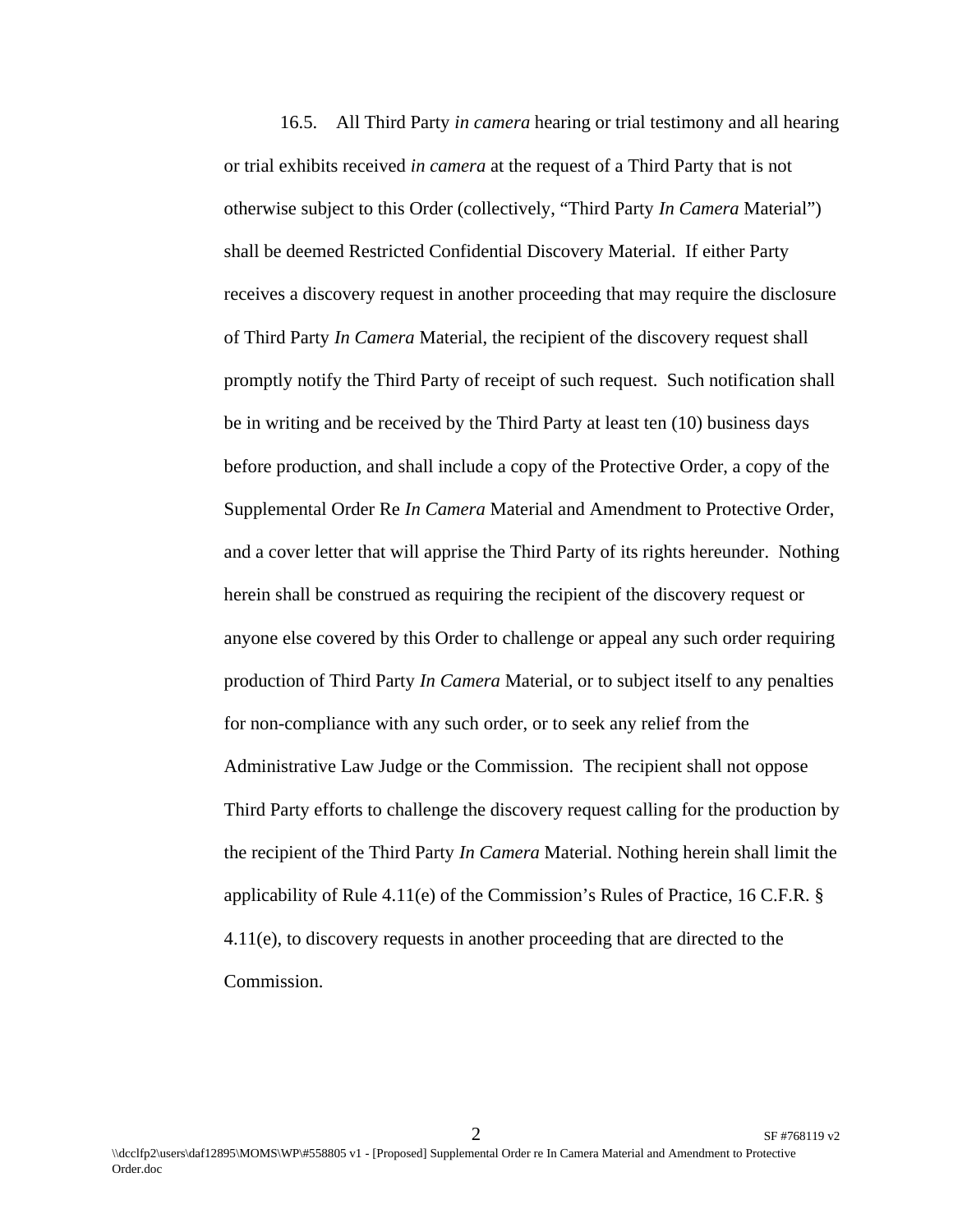16.5. All Third Party *in camera* hearing or trial testimony and all hearing or trial exhibits received *in camera* at the request of a Third Party that is not otherwise subject to this Order (collectively, "Third Party *In Camera* Material") shall be deemed Restricted Confidential Discovery Material. If either Party receives a discovery request in another proceeding that may require the disclosure of Third Party *In Camera* Material, the recipient of the discovery request shall promptly notify the Third Party of receipt of such request. Such notification shall be in writing and be received by the Third Party at least ten (10) business days before production, and shall include a copy of the Protective Order, a copy of the Supplemental Order Re *In Camera* Material and Amendment to Protective Order, and a cover letter that will apprise the Third Party of its rights hereunder. Nothing herein shall be construed as requiring the recipient of the discovery request or anyone else covered by this Order to challenge or appeal any such order requiring production of Third Party *In Camera* Material, or to subject itself to any penalties for non-compliance with any such order, or to seek any relief from the Administrative Law Judge or the Commission. The recipient shall not oppose Third Party efforts to challenge the discovery request calling for the production by the recipient of the Third Party *In Camera* Material. Nothing herein shall limit the applicability of Rule 4.11(e) of the Commission's Rules of Practice, 16 C.F.R. § 4.11(e), to discovery requests in another proceeding that are directed to the Commission.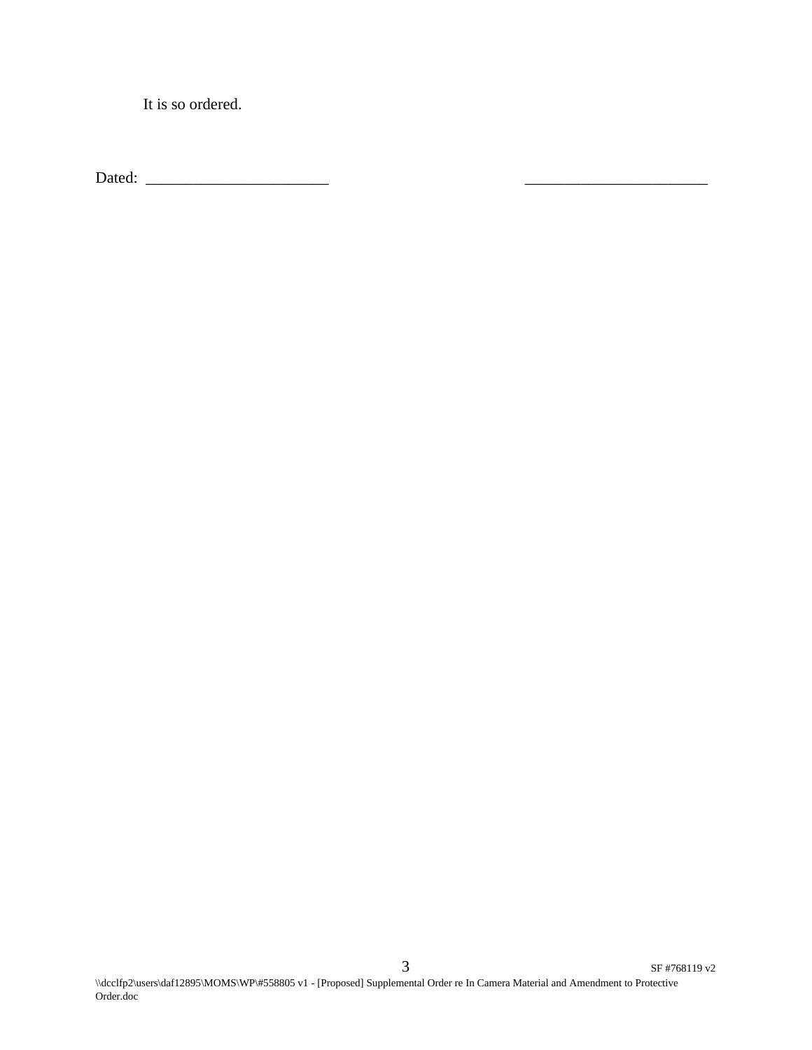It is so ordered.

Dated: ________________________ ________________________